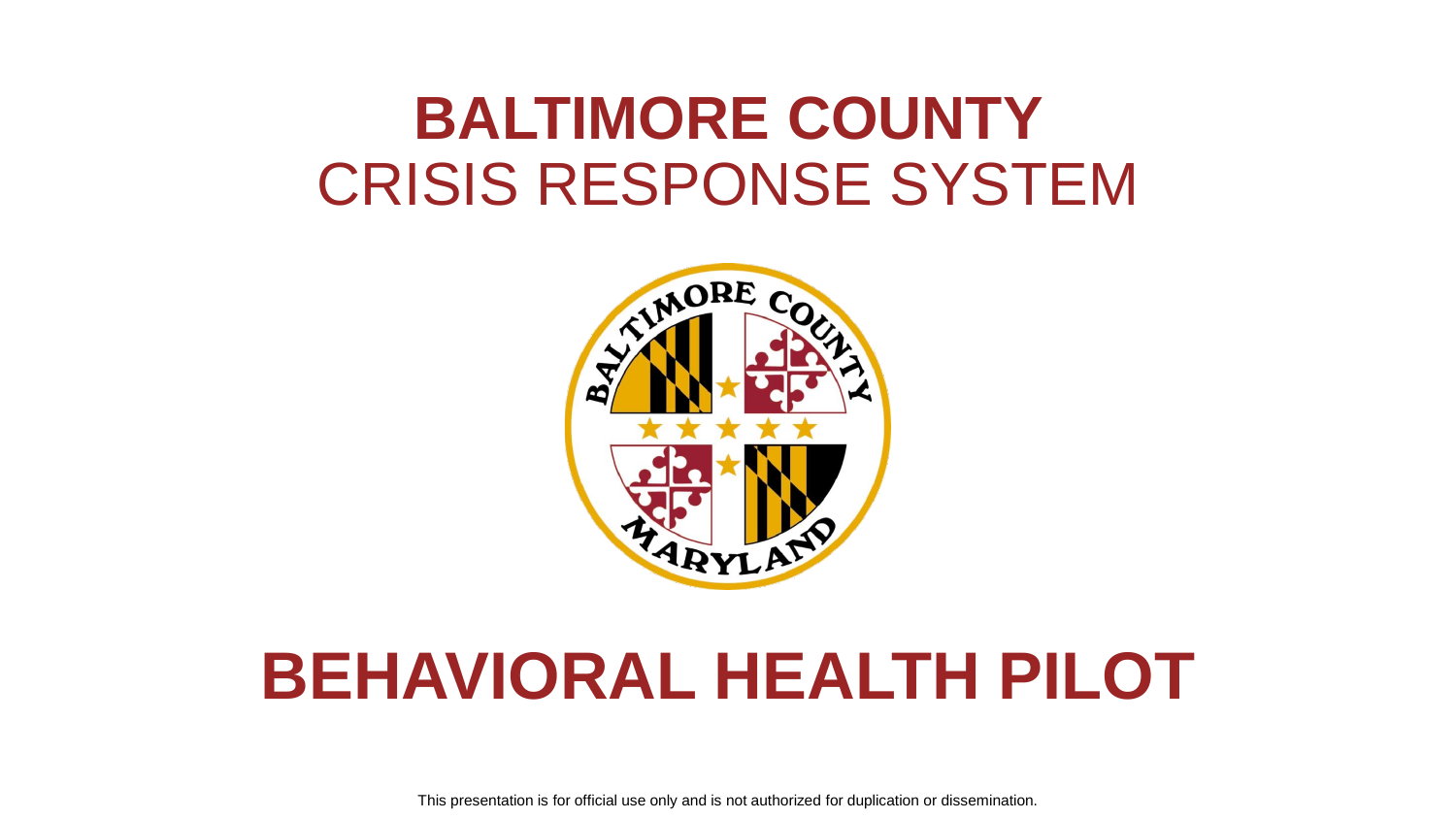# BALTIMORE COUNTY
## CRISIS RESPONSE SYSTEM

# BEHAVIORAL HEALTH PILOT

This presentation is for official use only and is not authorized for duplication or dissemination.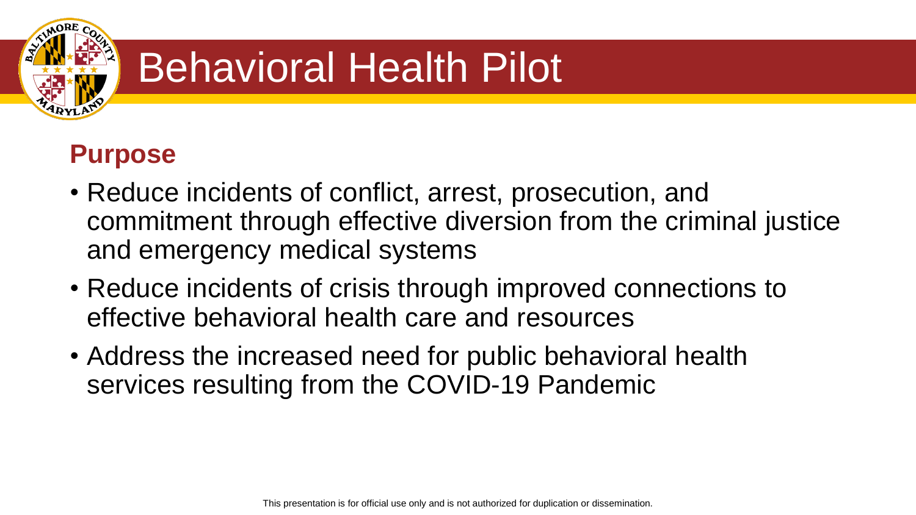# Behavioral Health Pilot

## Purpose

- Reduce incidents of conflict, arrest, prosecution, and commitment through effective diversion from the criminal justice and emergency medical systems
- Reduce incidents of crisis through improved connections to effective behavioral health care and resources
- Address the increased need for public behavioral health services resulting from the COVID-19 Pandemic

This presentation is for official use only and is not authorized for duplication or dissemination.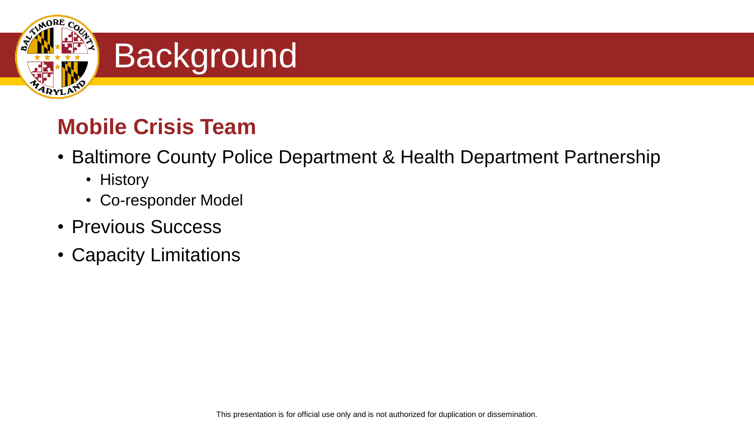# Background

## Mobile Crisis Team

- Baltimore County Police Department & Health Department Partnership
  - History
  - Co-responder Model
- Previous Success
- Capacity Limitations

This presentation is for official use only and is not authorized for duplication or dissemination.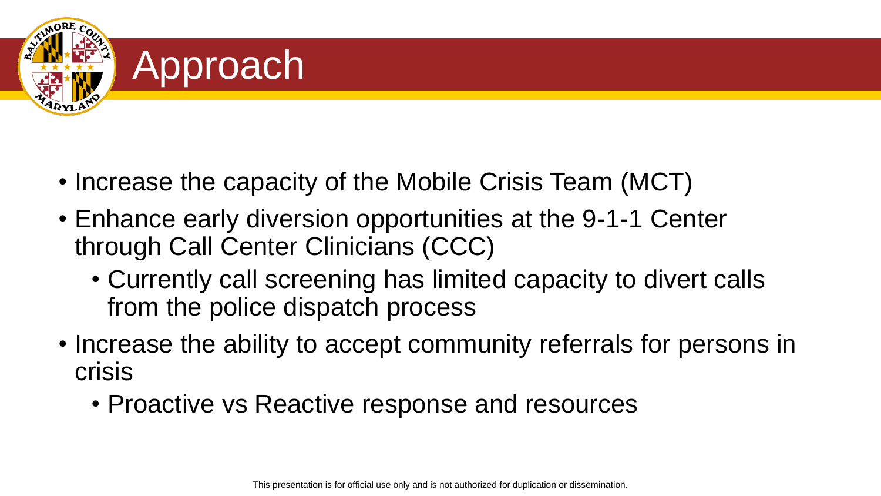# Approach

- Increase the capacity of the Mobile Crisis Team (MCT)
- Enhance early diversion opportunities at the 9-1-1 Center through Call Center Clinicians (CCC)
  - Currently call screening has limited capacity to divert calls from the police dispatch process
- Increase the ability to accept community referrals for persons in crisis
  - Proactive vs Reactive response and resources

This presentation is for official use only and is not authorized for duplication or dissemination.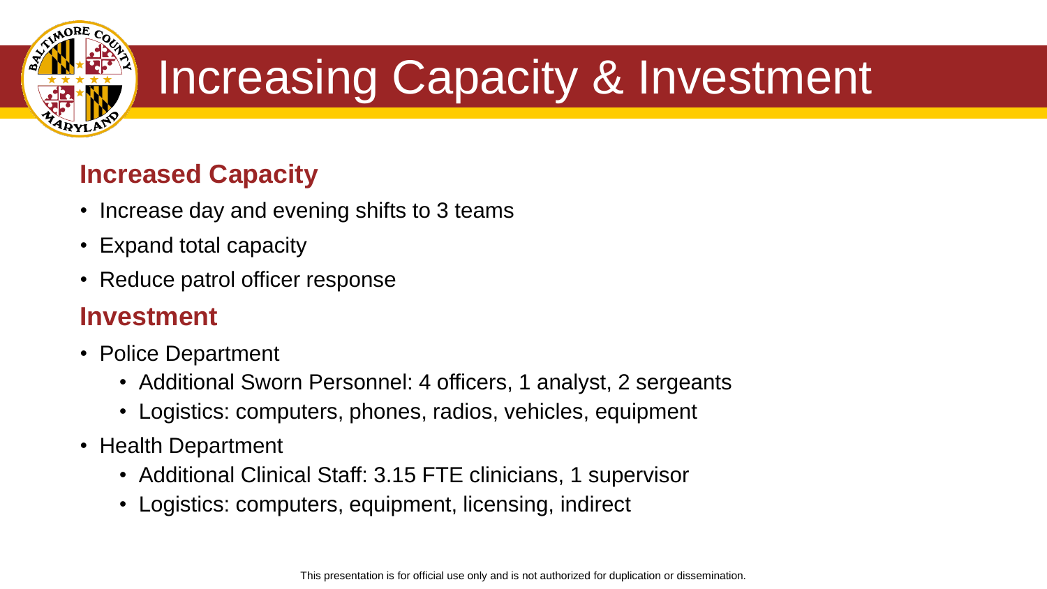# Increasing Capacity & Investment

## Increased Capacity

- Increase day and evening shifts to 3 teams
- Expand total capacity
- Reduce patrol officer response

## Investment

- Police Department
  - Additional Sworn Personnel: 4 officers, 1 analyst, 2 sergeants
  - Logistics: computers, phones, radios, vehicles, equipment
- Health Department
  - Additional Clinical Staff: 3.15 FTE clinicians, 1 supervisor
  - Logistics: computers, equipment, licensing, indirect

This presentation is for official use only and is not authorized for duplication or dissemination.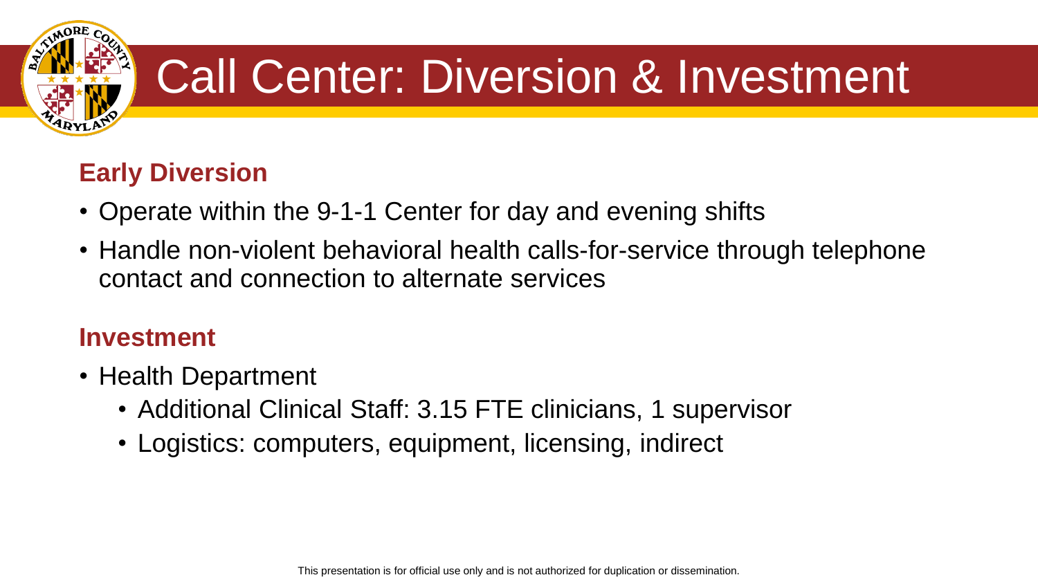# Call Center: Diversion & Investment

## Early Diversion

- Operate within the 9-1-1 Center for day and evening shifts
- Handle non-violent behavioral health calls-for-service through telephone contact and connection to alternate services

## Investment

- Health Department
  - Additional Clinical Staff: 3.15 FTE clinicians, 1 supervisor
  - Logistics: computers, equipment, licensing, indirect

This presentation is for official use only and is not authorized for duplication or dissemination.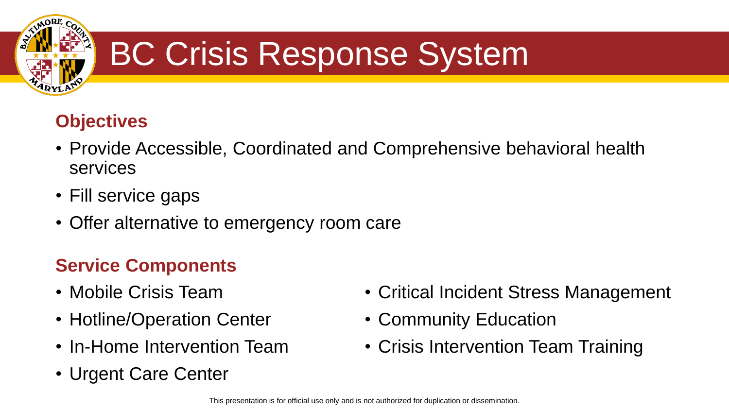# BC Crisis Response System

## Objectives

- Provide Accessible, Coordinated and Comprehensive behavioral health services
- Fill service gaps
- Offer alternative to emergency room care

## Service Components

- Mobile Crisis Team
- Hotline/Operation Center
- In-Home Intervention Team
- Urgent Care Center
- Critical Incident Stress Management
- Community Education
- Crisis Intervention Team Training

This presentation is for official use only and is not authorized for duplication or dissemination.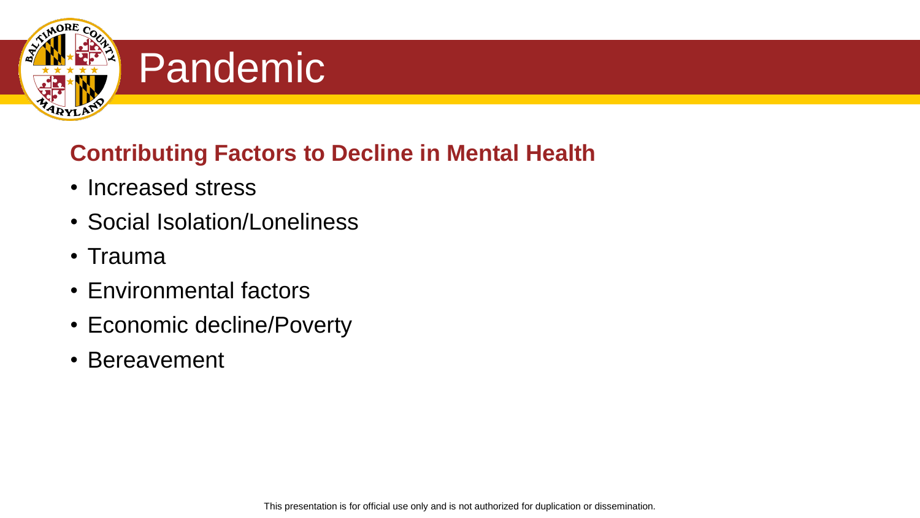# Pandemic

## Contributing Factors to Decline in Mental Health

- Increased stress
- Social Isolation/Loneliness
- Trauma
- Environmental factors
- Economic decline/Poverty
- Bereavement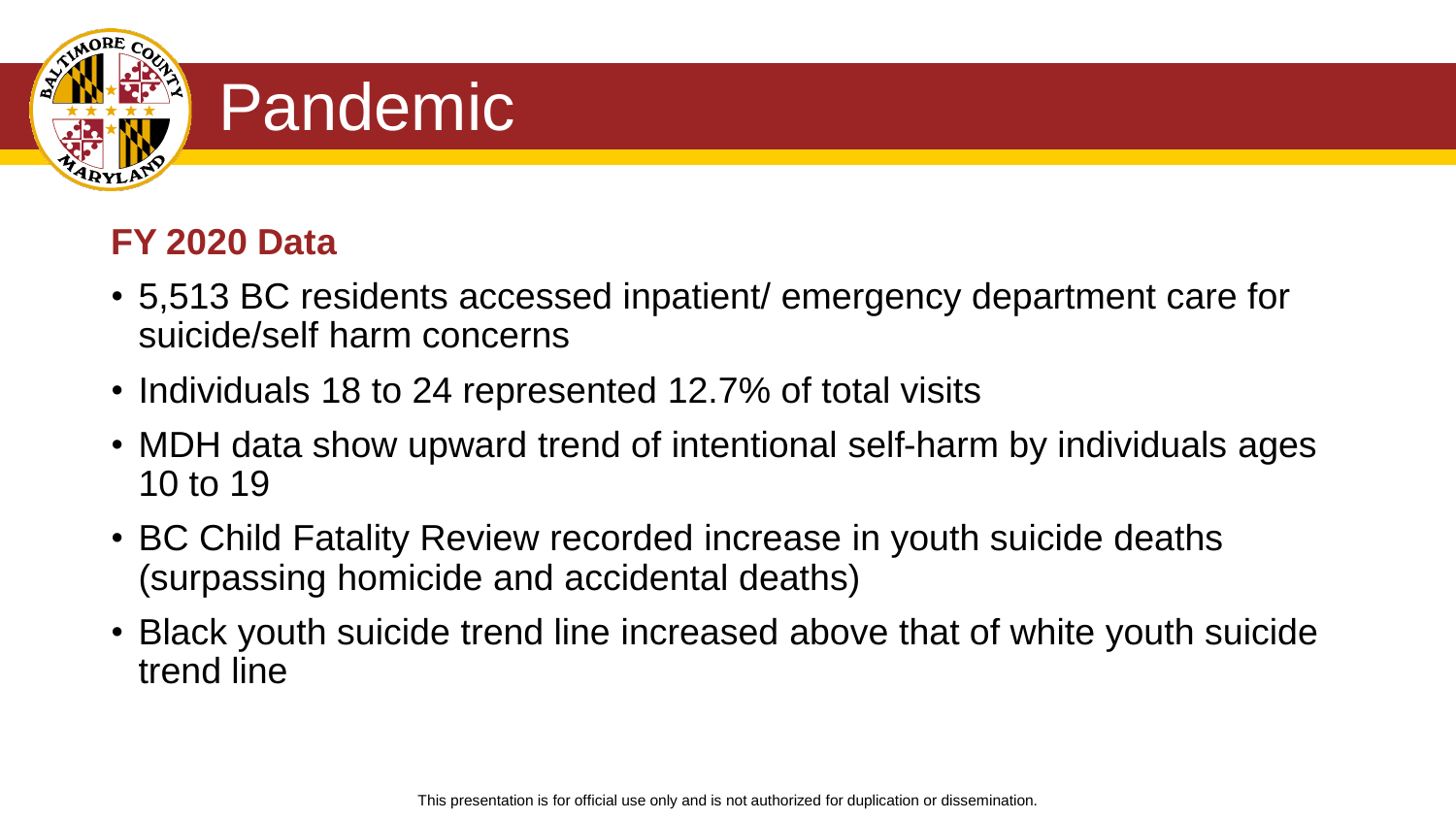# Pandemic

## FY 2020 Data

- 5,513 BC residents accessed inpatient/ emergency department care for suicide/self harm concerns
- Individuals 18 to 24 represented 12.7% of total visits
- MDH data show upward trend of intentional self-harm by individuals ages 10 to 19
- BC Child Fatality Review recorded increase in youth suicide deaths (surpassing homicide and accidental deaths)
- Black youth suicide trend line increased above that of white youth suicide trend line

This presentation is for official use only and is not authorized for duplication or dissemination.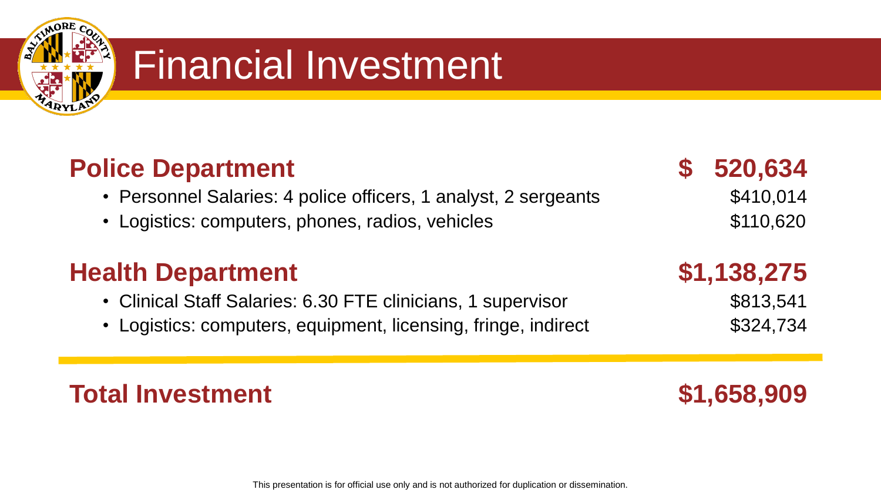# Financial Investment

| | |
|---|---|
| **Police Department** | **$ 520,634** |
| • Personnel Salaries: 4 police officers, 1 analyst, 2 sergeants | $410,014 |
| • Logistics: computers, phones, radios, vehicles | $110,620 |
| **Health Department** | **$1,138,275** |
| • Clinical Staff Salaries: 6.30 FTE clinicians, 1 supervisor | $813,541 |
| • Logistics: computers, equipment, licensing, fringe, indirect | $324,734 |
| **Total Investment** | **$1,658,909** |

This presentation is for official use only and is not authorized for duplication or dissemination.